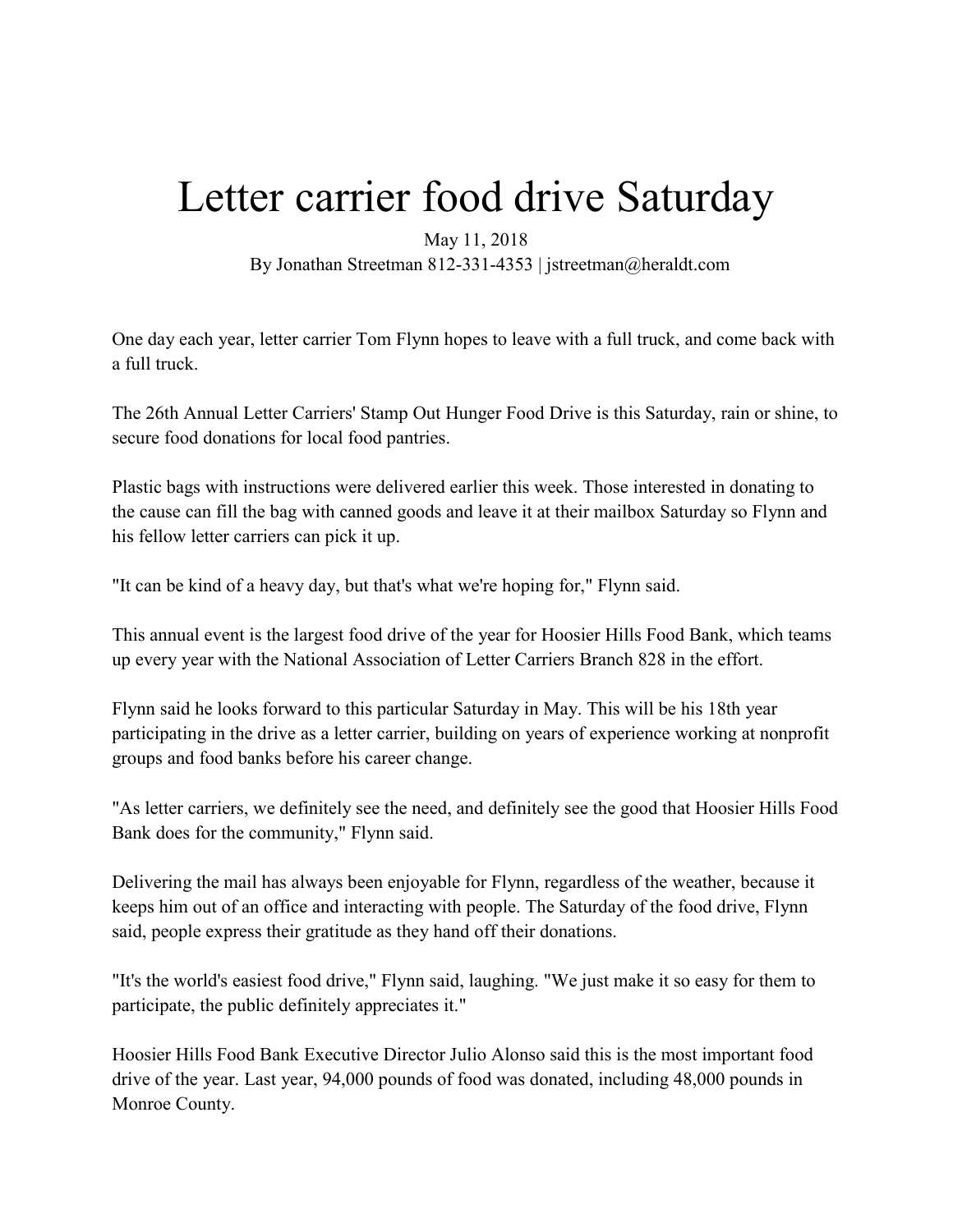# Letter carrier food drive Saturday

May 11, 2018

By Jonathan Streetman 812-331-4353 | jstreetman@heraldt.com

One day each year, letter carrier Tom Flynn hopes to leave with a full truck, and come back with a full truck.

The 26th Annual Letter Carriers' Stamp Out Hunger Food Drive is this Saturday, rain or shine, to secure food donations for local food pantries.

Plastic bags with instructions were delivered earlier this week. Those interested in donating to the cause can fill the bag with canned goods and leave it at their mailbox Saturday so Flynn and his fellow letter carriers can pick it up.

"It can be kind of a heavy day, but that's what we're hoping for," Flynn said.

This annual event is the largest food drive of the year for Hoosier Hills Food Bank, which teams up every year with the National Association of Letter Carriers Branch 828 in the effort.

Flynn said he looks forward to this particular Saturday in May. This will be his 18th year participating in the drive as a letter carrier, building on years of experience working at nonprofit groups and food banks before his career change.

"As letter carriers, we definitely see the need, and definitely see the good that Hoosier Hills Food Bank does for the community," Flynn said.

Delivering the mail has always been enjoyable for Flynn, regardless of the weather, because it keeps him out of an office and interacting with people. The Saturday of the food drive, Flynn said, people express their gratitude as they hand off their donations.

"It's the world's easiest food drive," Flynn said, laughing. "We just make it so easy for them to participate, the public definitely appreciates it."

Hoosier Hills Food Bank Executive Director Julio Alonso said this is the most important food drive of the year. Last year, 94,000 pounds of food was donated, including 48,000 pounds in Monroe County.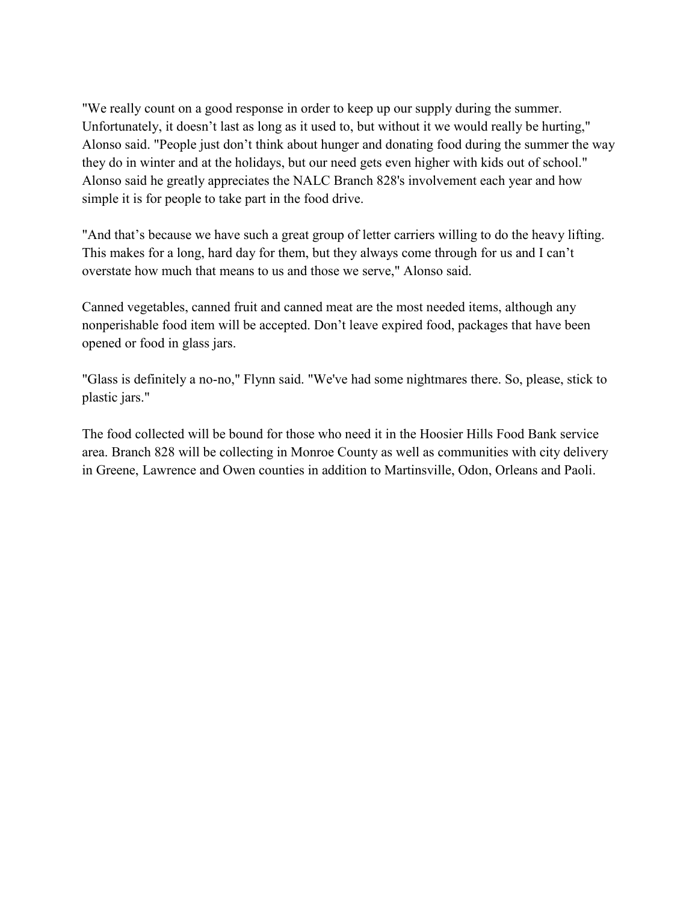"We really count on a good response in order to keep up our supply during the summer. Unfortunately, it doesn't last as long as it used to, but without it we would really be hurting," Alonso said. "People just don't think about hunger and donating food during the summer the way they do in winter and at the holidays, but our need gets even higher with kids out of school." Alonso said he greatly appreciates the NALC Branch 828's involvement each year and how simple it is for people to take part in the food drive.

"And that's because we have such a great group of letter carriers willing to do the heavy lifting. This makes for a long, hard day for them, but they always come through for us and I can't overstate how much that means to us and those we serve," Alonso said.

Canned vegetables, canned fruit and canned meat are the most needed items, although any nonperishable food item will be accepted. Don't leave expired food, packages that have been opened or food in glass jars.

"Glass is definitely a no-no," Flynn said. "We've had some nightmares there. So, please, stick to plastic jars."

The food collected will be bound for those who need it in the Hoosier Hills Food Bank service area. Branch 828 will be collecting in Monroe County as well as communities with city delivery in Greene, Lawrence and Owen counties in addition to Martinsville, Odon, Orleans and Paoli.